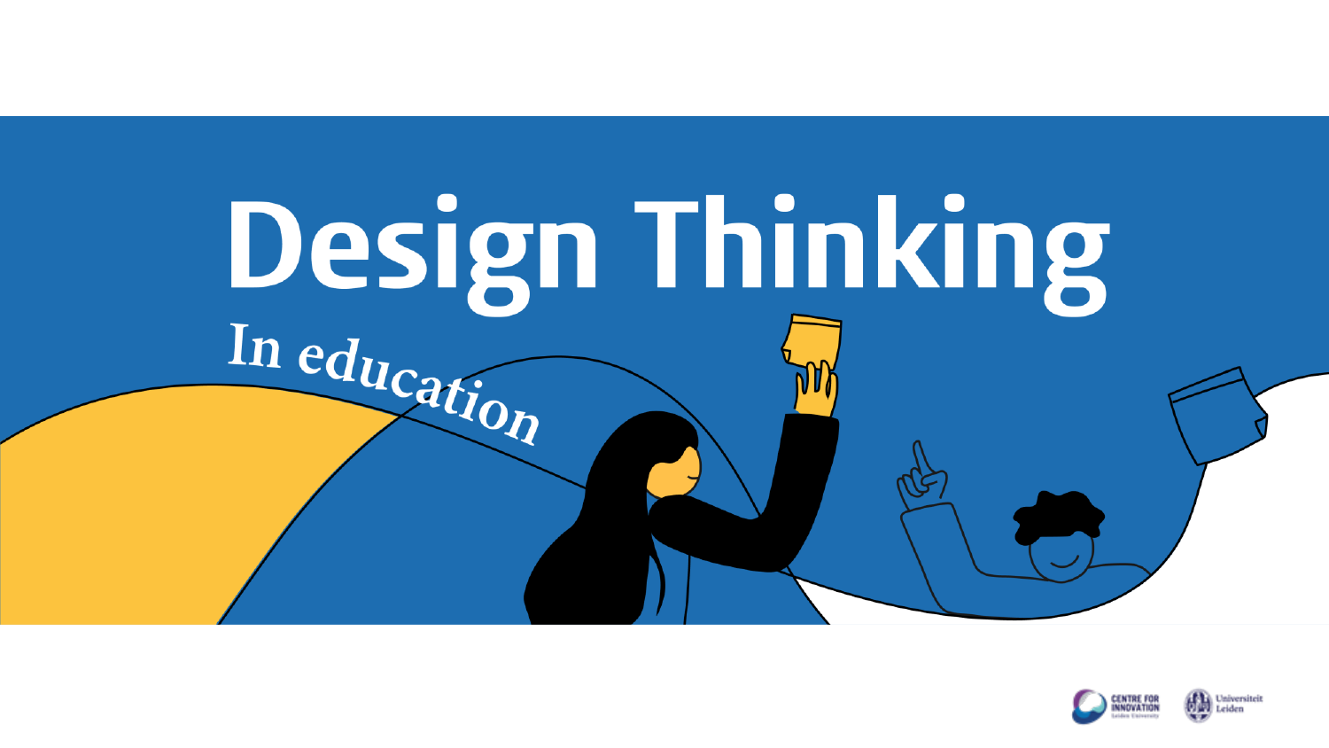# Design Thinking

In education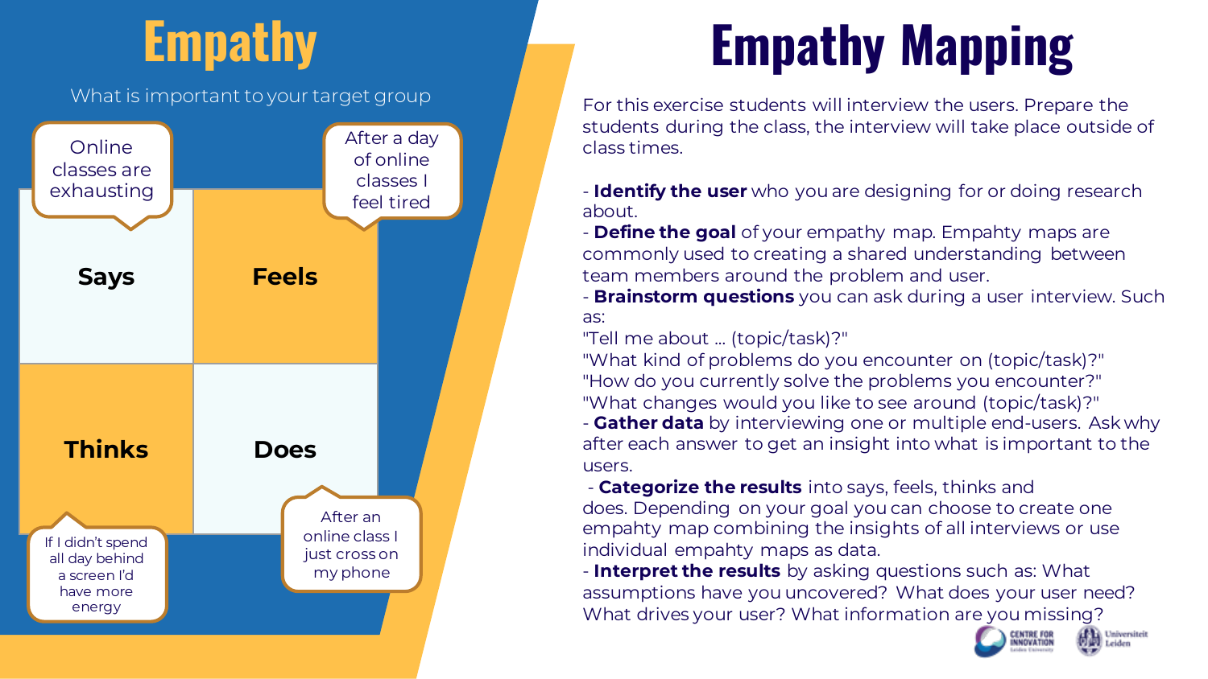# Empathy

What is important to your target group

| Says | Feels |
| --- | --- |
| **Says** | **Feels** |
| **Thinks** | **Does** |

- Says: "Online classes are exhausting"
- Feels: "After a day of online classes I feel tired"
- Thinks: "If I didn't spend all day behind a screen I'd have more energy"
- Does: "After an online class I just cross on my phone"

# Empathy Mapping

For this exercise students will interview the users. Prepare the students during the class, the interview will take place outside of class times.

- **Identify the user** who you are designing for or doing research about.
- **Define the goal** of your empathy map. Empahty maps are commonly used to creating a shared understanding between team members around the problem and user.
- **Brainstorm questions** you can ask during a user interview. Such as:
"Tell me about … (topic/task)?"
"What kind of problems do you encounter on (topic/task)?"
"How do you currently solve the problems you encounter?"
"What changes would you like to see around (topic/task)?"
- **Gather data** by interviewing one or multiple end-users. Ask why after each answer to get an insight into what is important to the users.
- **Categorize the results** into says, feels, thinks and does. Depending on your goal you can choose to create one empahty map combining the insights of all interviews or use individual empathy maps as data.
- **Interpret the results** by asking questions such as: What assumptions have you uncovered? What does your user need? What drives your user? What information are you missing?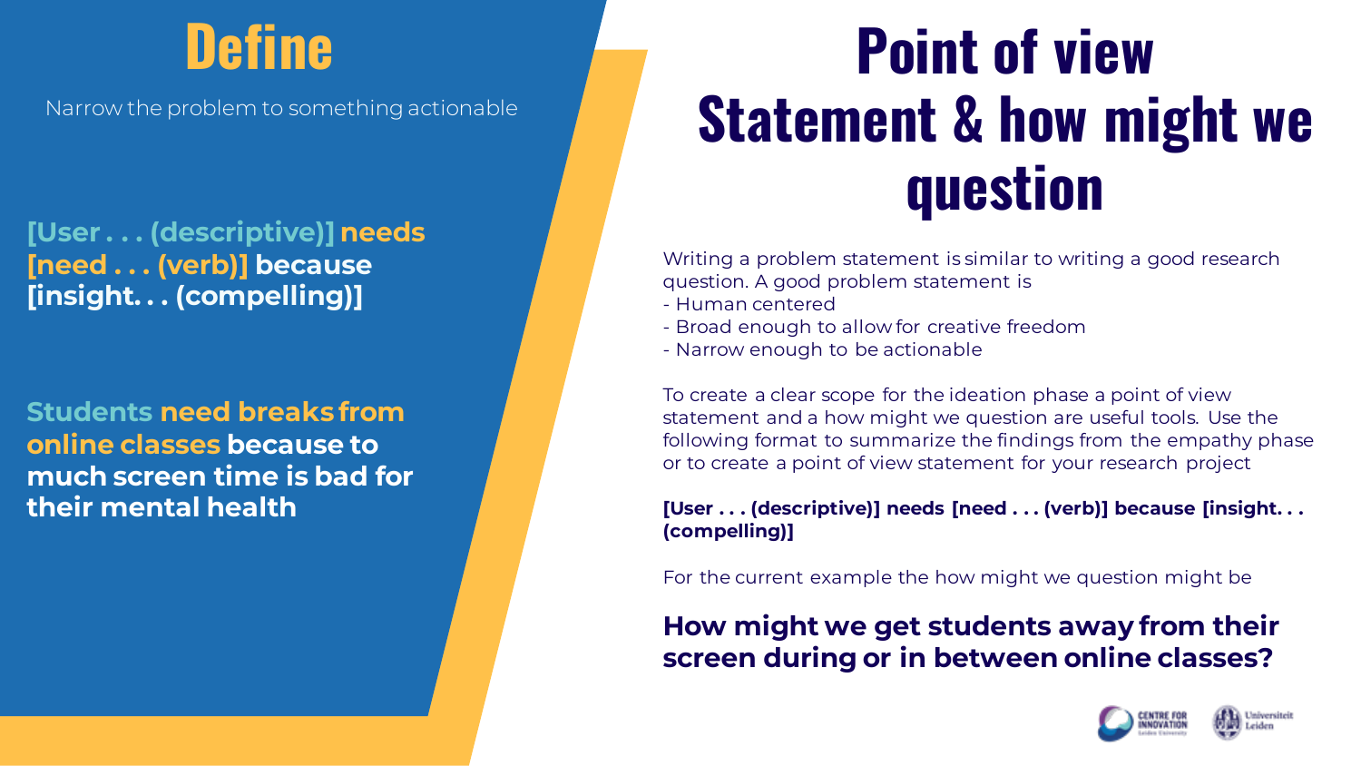# Define

Narrow the problem to something actionable

**[User . . . (descriptive)] needs [need . . . (verb)] because [insight. . . (compelling)]**

**Students need breaks from online classes because to much screen time is bad for their mental health**

# Point of view Statement & how might we question

Writing a problem statement is similar to writing a good research question. A good problem statement is

- Human centered
- Broad enough to allow for creative freedom
- Narrow enough to be actionable

To create a clear scope for the ideation phase a point of view statement and a how might we question are useful tools. Use the following format to summarize the findings from the empathy phase or to create a point of view statement for your research project

**[User . . . (descriptive)] needs [need . . . (verb)] because [insight. . . (compelling)]**

For the current example the how might we question might be

**How might we get students away from their screen during or in between online classes?**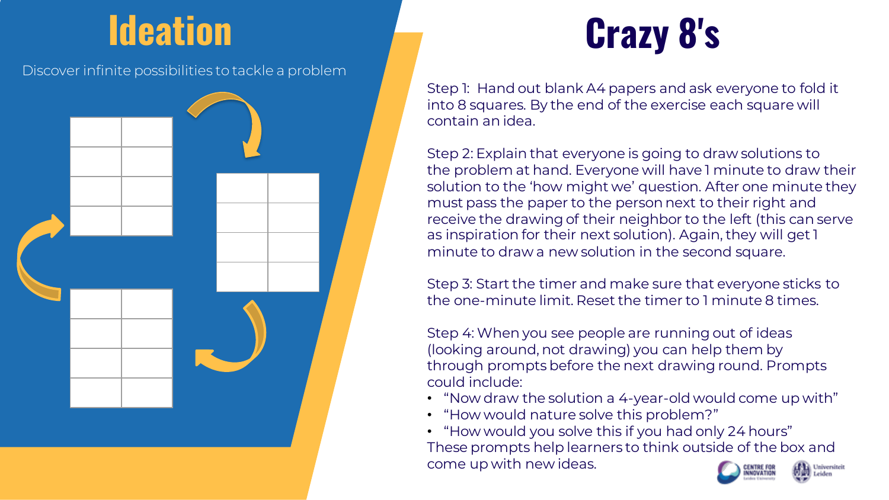# Ideation

Discover infinite possibilities to tackle a problem

# Crazy 8's

Step 1: Hand out blank A4 papers and ask everyone to fold it into 8 squares. By the end of the exercise each square will contain an idea.

Step 2: Explain that everyone is going to draw solutions to the problem at hand. Everyone will have 1 minute to draw their solution to the 'how might we' question. After one minute they must pass the paper to the person next to their right and receive the drawing of their neighbor to the left (this can serve as inspiration for their next solution). Again, they will get 1 minute to draw a new solution in the second square.

Step 3: Start the timer and make sure that everyone sticks to the one-minute limit. Reset the timer to 1 minute 8 times.

Step 4: When you see people are running out of ideas (looking around, not drawing) you can help them by through prompts before the next drawing round. Prompts could include:

- "Now draw the solution a 4-year-old would come up with"
- "How would nature solve this problem?"
- "How would you solve this if you had only 24 hours"

These prompts help learners to think outside of the box and come up with new ideas.